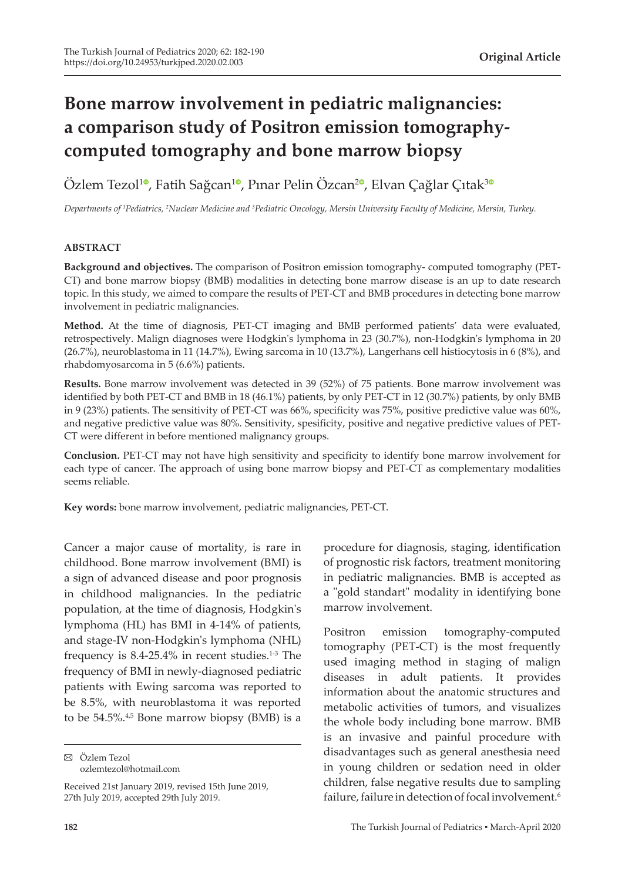Original Article

# Bone marrow involvement in pediatric malignancies: a comparison study of Positron emission tomography-computed tomography and bone marrow biopsy

Özlem Tezol[1], Fatih Sağcan[1], Pınar Pelin Özcan[2], Elvan Çağlar Çıtak[3]

*Departments of [1]Pediatrics, [2]Nuclear Medicine and [3]Pediatric Oncology, Mersin University Faculty of Medicine, Mersin, Turkey.*

## ABSTRACT

**Background and objectives.** The comparison of Positron emission tomography- computed tomography (PET-CT) and bone marrow biopsy (BMB) modalities in detecting bone marrow disease is an up to date research topic. In this study, we aimed to compare the results of PET-CT and BMB procedures in detecting bone marrow involvement in pediatric malignancies.

**Method.** At the time of diagnosis, PET-CT imaging and BMB performed patients' data were evaluated, retrospectively. Malign diagnoses were Hodgkin's lymphoma in 23 (30.7%), non-Hodgkin's lymphoma in 20 (26.7%), neuroblastoma in 11 (14.7%), Ewing sarcoma in 10 (13.7%), Langerhans cell histiocytosis in 6 (8%), and rhabdomyosarcoma in 5 (6.6%) patients.

**Results.** Bone marrow involvement was detected in 39 (52%) of 75 patients. Bone marrow involvement was identified by both PET-CT and BMB in 18 (46.1%) patients, by only PET-CT in 12 (30.7%) patients, by only BMB in 9 (23%) patients. The sensitivity of PET-CT was 66%, specificity was 75%, positive predictive value was 60%, and negative predictive value was 80%. Sensitivity, spesificity, positive and negative predictive values of PET-CT were different in before mentioned malignancy groups.

**Conclusion.** PET-CT may not have high sensitivity and specificity to identify bone marrow involvement for each type of cancer. The approach of using bone marrow biopsy and PET-CT as complementary modalities seems reliable.

**Key words:** bone marrow involvement, pediatric malignancies, PET-CT.

Cancer a major cause of mortality, is rare in childhood. Bone marrow involvement (BMI) is a sign of advanced disease and poor prognosis in childhood malignancies. In the pediatric population, at the time of diagnosis, Hodgkin's lymphoma (HL) has BMI in 4-14% of patients, and stage-IV non-Hodgkin's lymphoma (NHL) frequency is 8.4-25.4% in recent studies.[1-3] The frequency of BMI in newly-diagnosed pediatric patients with Ewing sarcoma was reported to be 8.5%, with neuroblastoma it was reported to be 54.5%.[4,5] Bone marrow biopsy (BMB) is a procedure for diagnosis, staging, identification of prognostic risk factors, treatment monitoring in pediatric malignancies. BMB is accepted as a "gold standart" modality in identifying bone marrow involvement.

Positron emission tomography-computed tomography (PET-CT) is the most frequently used imaging method in staging of malign diseases in adult patients. It provides information about the anatomic structures and metabolic activities of tumors, and visualizes the whole body including bone marrow. BMB is an invasive and painful procedure with disadvantages such as general anesthesia need in young children or sedation need in older children, false negative results due to sampling failure, failure in detection of focal involvement.[6]

✉ Özlem Tezol
ozlemtezol@hotmail.com

Received 21st January 2019, revised 15th June 2019, 27th July 2019, accepted 29th July 2019.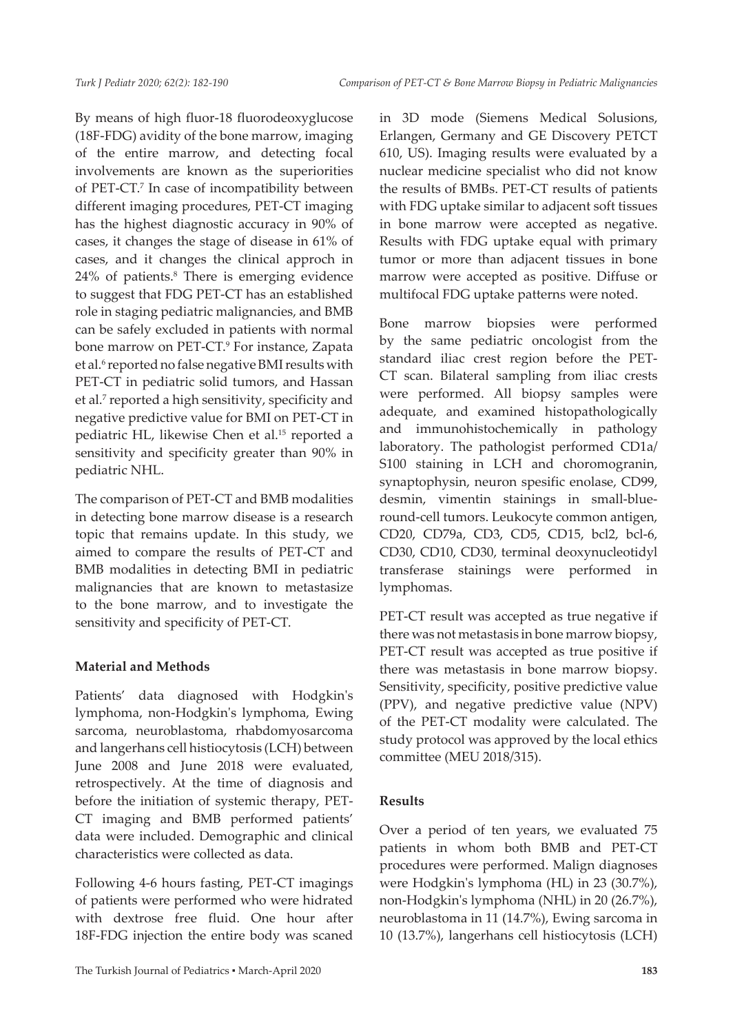By means of high fluor-18 fluorodeoxyglucose (18F-FDG) avidity of the bone marrow, imaging of the entire marrow, and detecting focal involvements are known as the superiorities of PET-CT.[7] In case of incompatibility between different imaging procedures, PET-CT imaging has the highest diagnostic accuracy in 90% of cases, it changes the stage of disease in 61% of cases, and it changes the clinical approch in 24% of patients.[8] There is emerging evidence to suggest that FDG PET-CT has an established role in staging pediatric malignancies, and BMB can be safely excluded in patients with normal bone marrow on PET-CT.[9] For instance, Zapata et al.[6] reported no false negative BMI results with PET-CT in pediatric solid tumors, and Hassan et al.[7] reported a high sensitivity, specificity and negative predictive value for BMI on PET-CT in pediatric HL, likewise Chen et al.[15] reported a sensitivity and specificity greater than 90% in pediatric NHL.

The comparison of PET-CT and BMB modalities in detecting bone marrow disease is a research topic that remains update. In this study, we aimed to compare the results of PET-CT and BMB modalities in detecting BMI in pediatric malignancies that are known to metastasize to the bone marrow, and to investigate the sensitivity and specificity of PET-CT.

## Material and Methods

Patients' data diagnosed with Hodgkin's lymphoma, non-Hodgkin's lymphoma, Ewing sarcoma, neuroblastoma, rhabdomyosarcoma and langerhans cell histiocytosis (LCH) between June 2008 and June 2018 were evaluated, retrospectively. At the time of diagnosis and before the initiation of systemic therapy, PET-CT imaging and BMB performed patients' data were included. Demographic and clinical characteristics were collected as data.

Following 4-6 hours fasting, PET-CT imagings of patients were performed who were hidrated with dextrose free fluid. One hour after 18F-FDG injection the entire body was scaned in 3D mode (Siemens Medical Solusions, Erlangen, Germany and GE Discovery PETCT 610, US). Imaging results were evaluated by a nuclear medicine specialist who did not know the results of BMBs. PET-CT results of patients with FDG uptake similar to adjacent soft tissues in bone marrow were accepted as negative. Results with FDG uptake equal with primary tumor or more than adjacent tissues in bone marrow were accepted as positive. Diffuse or multifocal FDG uptake patterns were noted.

Bone marrow biopsies were performed by the same pediatric oncologist from the standard iliac crest region before the PET-CT scan. Bilateral sampling from iliac crests were performed. All biopsy samples were adequate, and examined histopathologically and immunohistochemically in pathology laboratory. The pathologist performed CD1a/S100 staining in LCH and choromogranin, synaptophysin, neuron spesific enolase, CD99, desmin, vimentin stainings in small-blue-round-cell tumors. Leukocyte common antigen, CD20, CD79a, CD3, CD5, CD15, bcl2, bcl-6, CD30, CD10, CD30, terminal deoxynucleotidyl transferase stainings were performed in lymphomas.

PET-CT result was accepted as true negative if there was not metastasis in bone marrow biopsy, PET-CT result was accepted as true positive if there was metastasis in bone marrow biopsy. Sensitivity, specificity, positive predictive value (PPV), and negative predictive value (NPV) of the PET-CT modality were calculated. The study protocol was approved by the local ethics committee (MEU 2018/315).

## Results

Over a period of ten years, we evaluated 75 patients in whom both BMB and PET-CT procedures were performed. Malign diagnoses were Hodgkin's lymphoma (HL) in 23 (30.7%), non-Hodgkin's lymphoma (NHL) in 20 (26.7%), neuroblastoma in 11 (14.7%), Ewing sarcoma in 10 (13.7%), langerhans cell histiocytosis (LCH)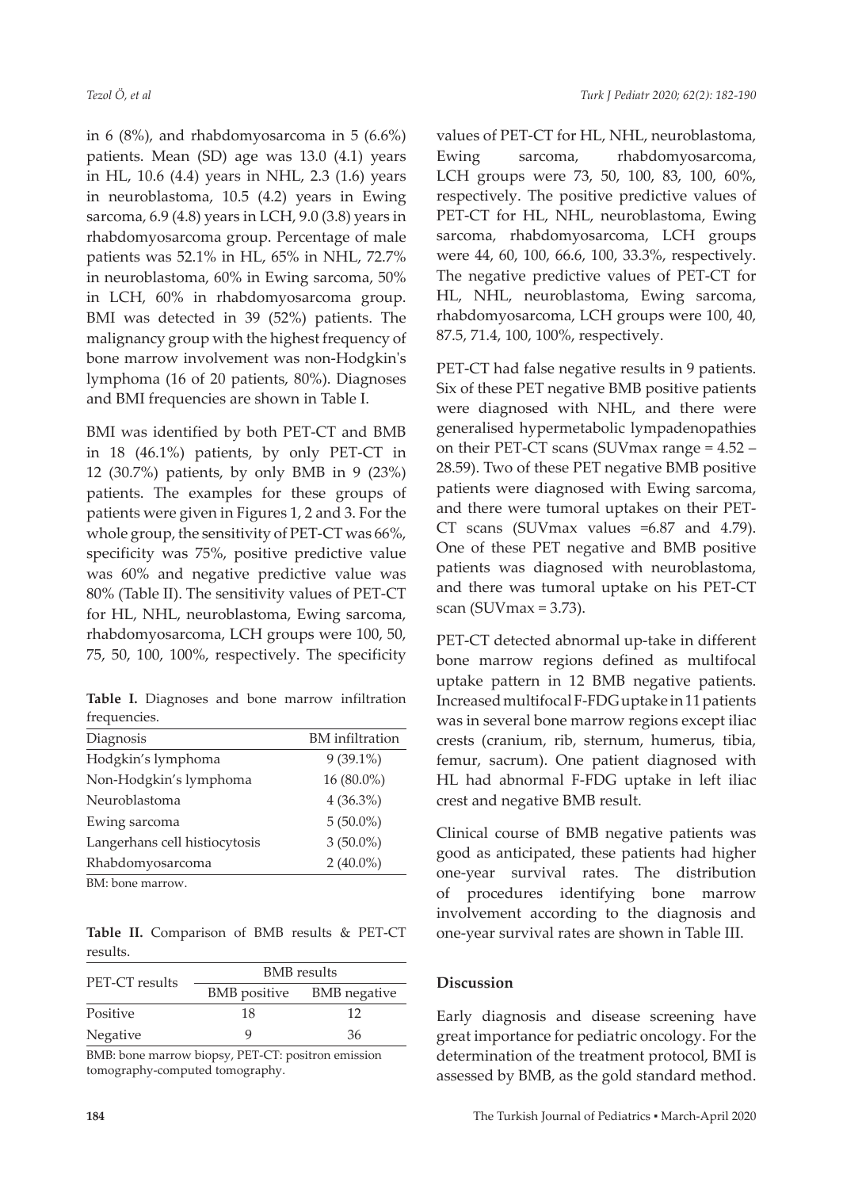in 6 (8%), and rhabdomyosarcoma in 5 (6.6%) patients. Mean (SD) age was 13.0 (4.1) years in HL, 10.6 (4.4) years in NHL, 2.3 (1.6) years in neuroblastoma, 10.5 (4.2) years in Ewing sarcoma, 6.9 (4.8) years in LCH, 9.0 (3.8) years in rhabdomyosarcoma group. Percentage of male patients was 52.1% in HL, 65% in NHL, 72.7% in neuroblastoma, 60% in Ewing sarcoma, 50% in LCH, 60% in rhabdomyosarcoma group. BMI was detected in 39 (52%) patients. The malignancy group with the highest frequency of bone marrow involvement was non-Hodgkin's lymphoma (16 of 20 patients, 80%). Diagnoses and BMI frequencies are shown in Table I.

BMI was identified by both PET-CT and BMB in 18 (46.1%) patients, by only PET-CT in 12 (30.7%) patients, by only BMB in 9 (23%) patients. The examples for these groups of patients were given in Figures 1, 2 and 3. For the whole group, the sensitivity of PET-CT was 66%, specificity was 75%, positive predictive value was 60% and negative predictive value was 80% (Table II). The sensitivity values of PET-CT for HL, NHL, neuroblastoma, Ewing sarcoma, rhabdomyosarcoma, LCH groups were 100, 50, 75, 50, 100, 100%, respectively. The specificity values of PET-CT for HL, NHL, neuroblastoma, Ewing sarcoma, rhabdomyosarcoma, LCH groups were 73, 50, 100, 83, 100, 60%, respectively. The positive predictive values of PET-CT for HL, NHL, neuroblastoma, Ewing sarcoma, rhabdomyosarcoma, LCH groups were 44, 60, 100, 66.6, 100, 33.3%, respectively. The negative predictive values of PET-CT for HL, NHL, neuroblastoma, Ewing sarcoma, rhabdomyosarcoma, LCH groups were 100, 40, 87.5, 71.4, 100, 100%, respectively.

**Table I.** Diagnoses and bone marrow infiltration frequencies.

| Diagnosis | BM infiltration |
|---|---|
| Hodgkin's lymphoma | 9 (39.1%) |
| Non-Hodgkin's lymphoma | 16 (80.0%) |
| Neuroblastoma | 4 (36.3%) |
| Ewing sarcoma | 5 (50.0%) |
| Langerhans cell histiocytosis | 3 (50.0%) |
| Rhabdomyosarcoma | 2 (40.0%) |

BM: bone marrow.

**Table II.** Comparison of BMB results & PET-CT results.

| PET-CT results | BMB results | |
|---|---|---|
| | BMB positive | BMB negative |
| Positive | 18 | 12 |
| Negative | 9 | 36 |

BMB: bone marrow biopsy, PET-CT: positron emission tomography-computed tomography.

PET-CT had false negative results in 9 patients. Six of these PET negative BMB positive patients were diagnosed with NHL, and there were generalised hypermetabolic lympadenopathies on their PET-CT scans (SUVmax range = 4.52 – 28.59). Two of these PET negative BMB positive patients were diagnosed with Ewing sarcoma, and there were tumoral uptakes on their PET-CT scans (SUVmax values =6.87 and 4.79). One of these PET negative and BMB positive patients was diagnosed with neuroblastoma, and there was tumoral uptake on his PET-CT scan (SUVmax = 3.73).

PET-CT detected abnormal up-take in different bone marrow regions defined as multifocal uptake pattern in 12 BMB negative patients. Increased multifocal F-FDG uptake in 11 patients was in several bone marrow regions except iliac crests (cranium, rib, sternum, humerus, tibia, femur, sacrum). One patient diagnosed with HL had abnormal F-FDG uptake in left iliac crest and negative BMB result.

Clinical course of BMB negative patients was good as anticipated, these patients had higher one-year survival rates. The distribution of procedures identifying bone marrow involvement according to the diagnosis and one-year survival rates are shown in Table III.

## Discussion

Early diagnosis and disease screening have great importance for pediatric oncology. For the determination of the treatment protocol, BMI is assessed by BMB, as the gold standard method.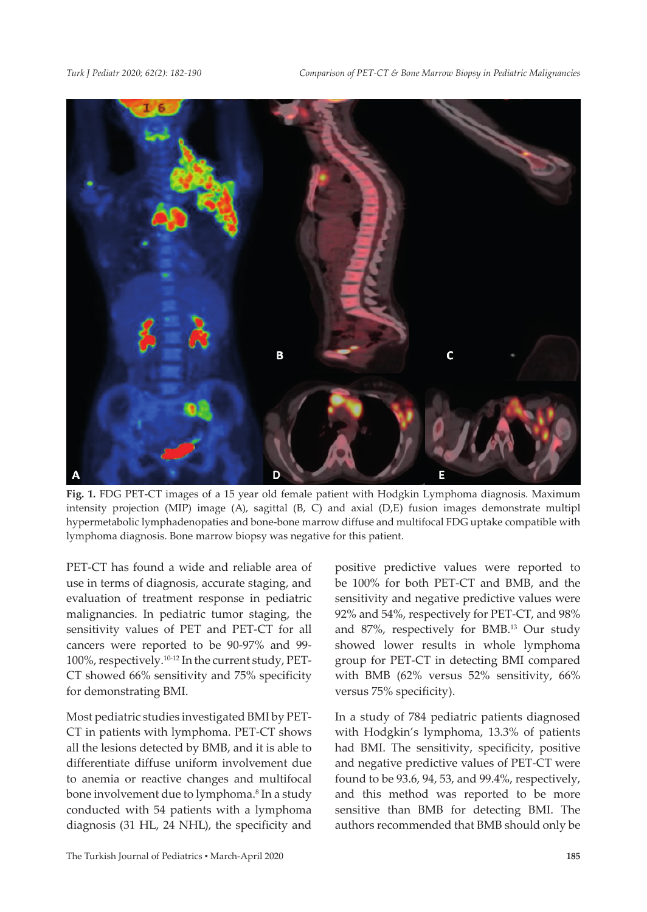**Fig. 1.** FDG PET-CT images of a 15 year old female patient with Hodgkin Lymphoma diagnosis. Maximum intensity projection (MIP) image (A), sagittal (B, C) and axial (D,E) fusion images demonstrate multipl hypermetabolic lymphadenopaties and bone-bone marrow diffuse and multifocal FDG uptake compatible with lymphoma diagnosis. Bone marrow biopsy was negative for this patient.

PET-CT has found a wide and reliable area of use in terms of diagnosis, accurate staging, and evaluation of treatment response in pediatric malignancies. In pediatric tumor staging, the sensitivity values of PET and PET-CT for all cancers were reported to be 90-97% and 99-100%, respectively.[10-12] In the current study, PET-CT showed 66% sensitivity and 75% specificity for demonstrating BMI.

Most pediatric studies investigated BMI by PET-CT in patients with lymphoma. PET-CT shows all the lesions detected by BMB, and it is able to differentiate diffuse uniform involvement due to anemia or reactive changes and multifocal bone involvement due to lymphoma.[8] In a study conducted with 54 patients with a lymphoma diagnosis (31 HL, 24 NHL), the specificity and positive predictive values were reported to be 100% for both PET-CT and BMB, and the sensitivity and negative predictive values were 92% and 54%, respectively for PET-CT, and 98% and 87%, respectively for BMB.[13] Our study showed lower results in whole lymphoma group for PET-CT in detecting BMI compared with BMB (62% versus 52% sensitivity, 66% versus 75% specificity).

In a study of 784 pediatric patients diagnosed with Hodgkin's lymphoma, 13.3% of patients had BMI. The sensitivity, specificity, positive and negative predictive values of PET-CT were found to be 93.6, 94, 53, and 99.4%, respectively, and this method was reported to be more sensitive than BMB for detecting BMI. The authors recommended that BMB should only be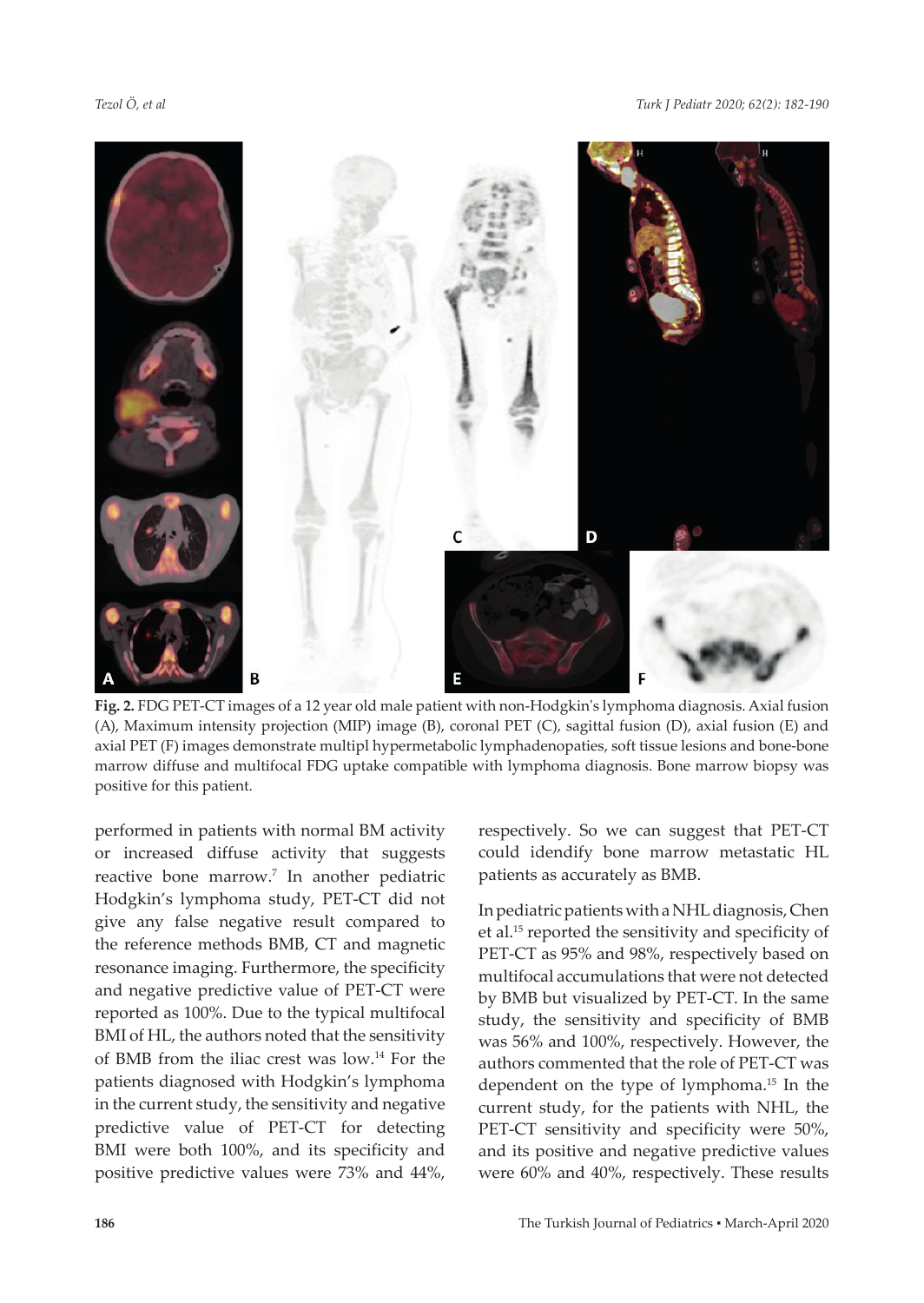**Fig. 2.** FDG PET-CT images of a 12 year old male patient with non-Hodgkin's lymphoma diagnosis. Axial fusion (A), Maximum intensity projection (MIP) image (B), coronal PET (C), sagittal fusion (D), axial fusion (E) and axial PET (F) images demonstrate multipl hypermetabolic lymphadenopaties, soft tissue lesions and bone-bone marrow diffuse and multifocal FDG uptake compatible with lymphoma diagnosis. Bone marrow biopsy was positive for this patient.

performed in patients with normal BM activity or increased diffuse activity that suggests reactive bone marrow.[7] In another pediatric Hodgkin's lymphoma study, PET-CT did not give any false negative result compared to the reference methods BMB, CT and magnetic resonance imaging. Furthermore, the specificity and negative predictive value of PET-CT were reported as 100%. Due to the typical multifocal BMI of HL, the authors noted that the sensitivity of BMB from the iliac crest was low.[14] For the patients diagnosed with Hodgkin's lymphoma in the current study, the sensitivity and negative predictive value of PET-CT for detecting BMI were both 100%, and its specificity and positive predictive values were 73% and 44%, respectively. So we can suggest that PET-CT could idendify bone marrow metastatic HL patients as accurately as BMB.

In pediatric patients with a NHL diagnosis, Chen et al.[15] reported the sensitivity and specificity of PET-CT as 95% and 98%, respectively based on multifocal accumulations that were not detected by BMB but visualized by PET-CT. In the same study, the sensitivity and specificity of BMB was 56% and 100%, respectively. However, the authors commented that the role of PET-CT was dependent on the type of lymphoma.[15] In the current study, for the patients with NHL, the PET-CT sensitivity and specificity were 50%, and its positive and negative predictive values were 60% and 40%, respectively. These results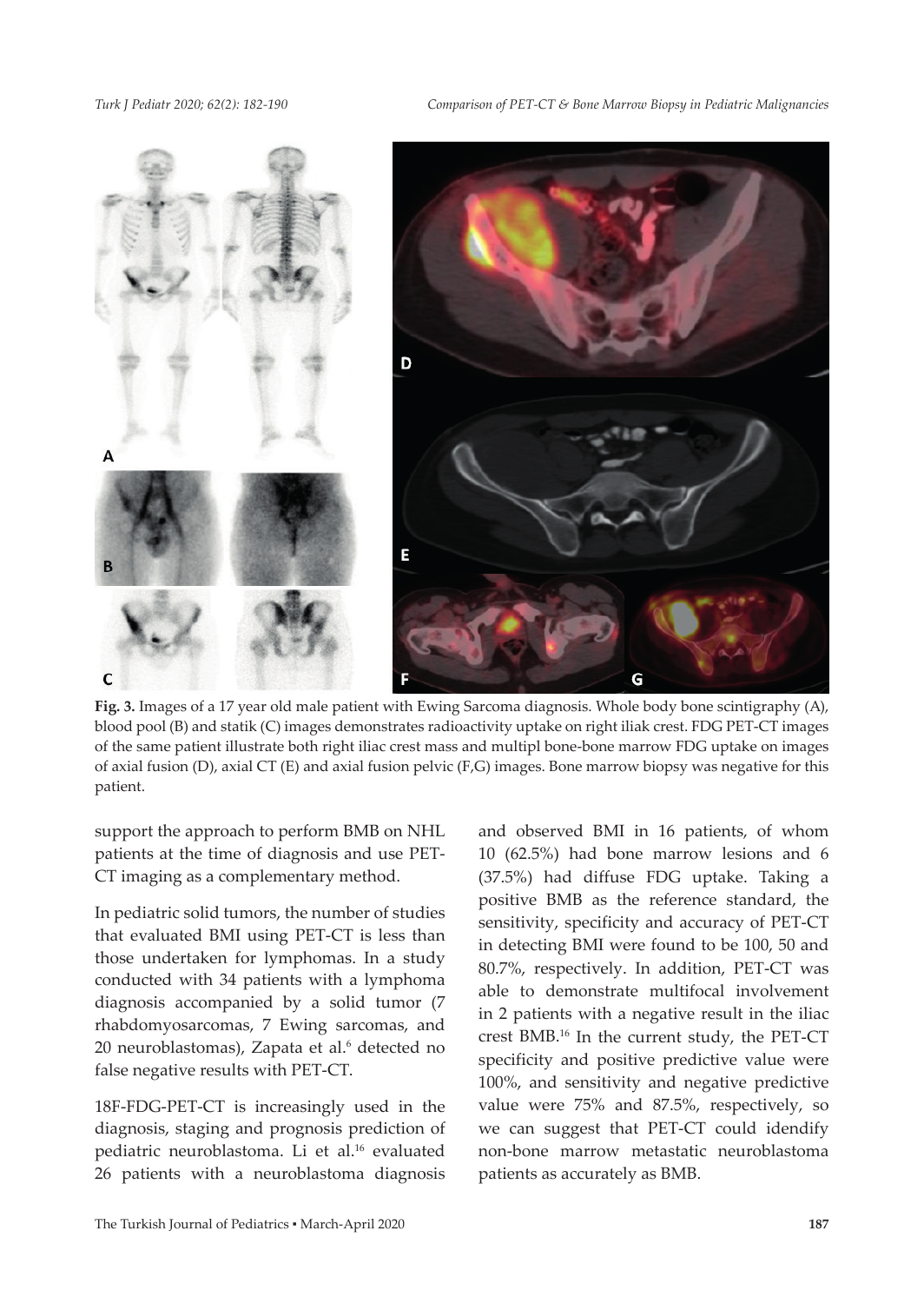**Fig. 3.** Images of a 17 year old male patient with Ewing Sarcoma diagnosis. Whole body bone scintigraphy (A), blood pool (B) and statik (C) images demonstrates radioactivity uptake on right iliak crest. FDG PET-CT images of the same patient illustrate both right iliac crest mass and multipl bone-bone marrow FDG uptake on images of axial fusion (D), axial CT (E) and axial fusion pelvic (F,G) images. Bone marrow biopsy was negative for this patient.

support the approach to perform BMB on NHL patients at the time of diagnosis and use PET-CT imaging as a complementary method.

In pediatric solid tumors, the number of studies that evaluated BMI using PET-CT is less than those undertaken for lymphomas. In a study conducted with 34 patients with a lymphoma diagnosis accompanied by a solid tumor (7 rhabdomyosarcomas, 7 Ewing sarcomas, and 20 neuroblastomas), Zapata et al.[6] detected no false negative results with PET-CT.

18F-FDG-PET-CT is increasingly used in the diagnosis, staging and prognosis prediction of pediatric neuroblastoma. Li et al.[16] evaluated 26 patients with a neuroblastoma diagnosis and observed BMI in 16 patients, of whom 10 (62.5%) had bone marrow lesions and 6 (37.5%) had diffuse FDG uptake. Taking a positive BMB as the reference standard, the sensitivity, specificity and accuracy of PET-CT in detecting BMI were found to be 100, 50 and 80.7%, respectively. In addition, PET-CT was able to demonstrate multifocal involvement in 2 patients with a negative result in the iliac crest BMB.[16] In the current study, the PET-CT specificity and positive predictive value were 100%, and sensitivity and negative predictive value were 75% and 87.5%, respectively, so we can suggest that PET-CT could idendify non-bone marrow metastatic neuroblastoma patients as accurately as BMB.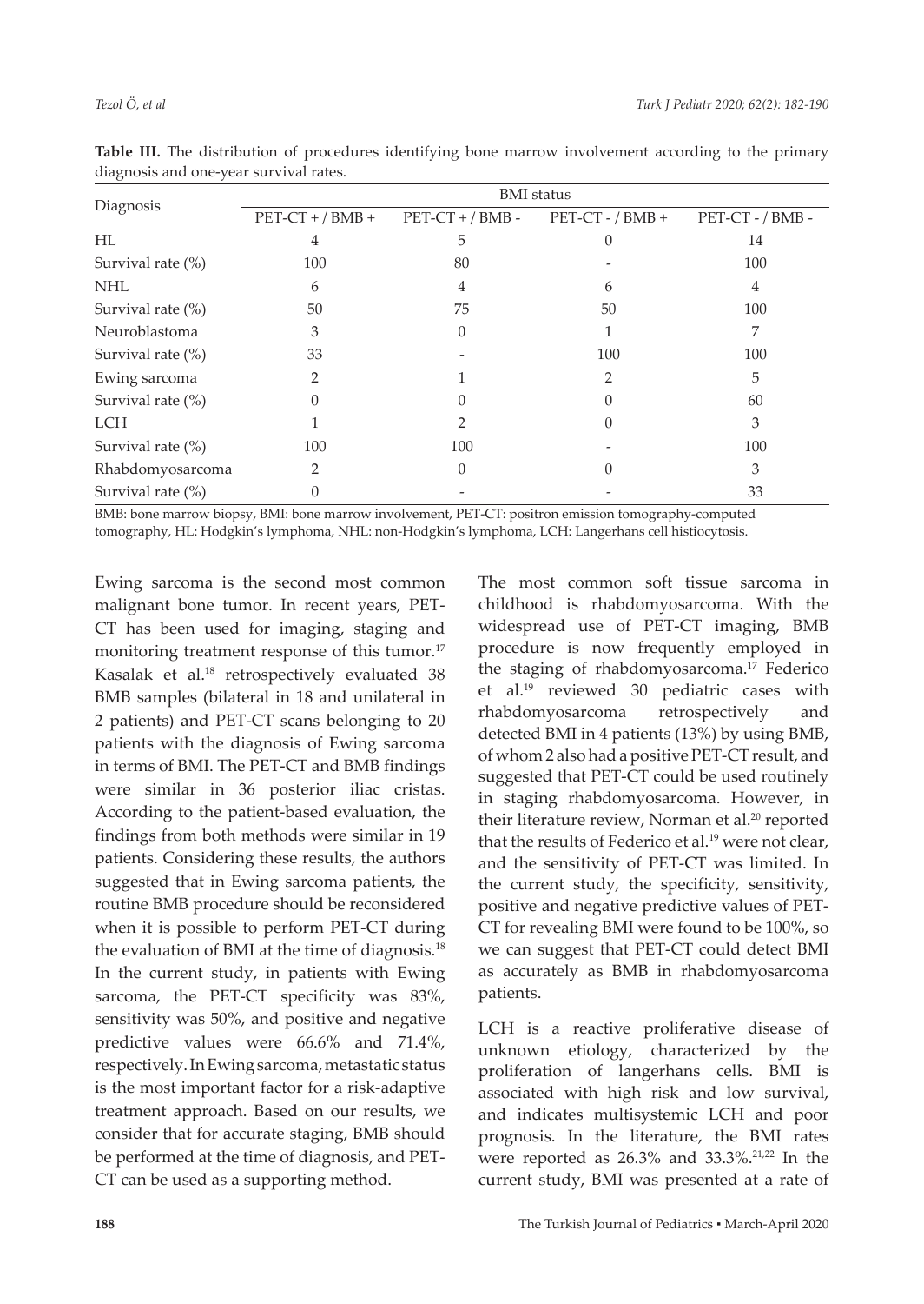**Table III.** The distribution of procedures identifying bone marrow involvement according to the primary diagnosis and one-year survival rates.

| Diagnosis | BMI status | | | |
|---|---|---|---|---|
| | PET-CT + / BMB + | PET-CT + / BMB - | PET-CT - / BMB + | PET-CT - / BMB - |
| HL | 4 | 5 | 0 | 14 |
| Survival rate (%) | 100 | 80 | - | 100 |
| NHL | 6 | 4 | 6 | 4 |
| Survival rate (%) | 50 | 75 | 50 | 100 |
| Neuroblastoma | 3 | 0 | 1 | 7 |
| Survival rate (%) | 33 | - | 100 | 100 |
| Ewing sarcoma | 2 | 1 | 2 | 5 |
| Survival rate (%) | 0 | 0 | 0 | 60 |
| LCH | 1 | 2 | 0 | 3 |
| Survival rate (%) | 100 | 100 | - | 100 |
| Rhabdomyosarcoma | 2 | 0 | 0 | 3 |
| Survival rate (%) | 0 | - | - | 33 |

BMB: bone marrow biopsy, BMI: bone marrow involvement, PET-CT: positron emission tomography-computed tomography, HL: Hodgkin's lymphoma, NHL: non-Hodgkin's lymphoma, LCH: Langerhans cell histiocytosis.

Ewing sarcoma is the second most common malignant bone tumor. In recent years, PET-CT has been used for imaging, staging and monitoring treatment response of this tumor.[17] Kasalak et al.[18] retrospectively evaluated 38 BMB samples (bilateral in 18 and unilateral in 2 patients) and PET-CT scans belonging to 20 patients with the diagnosis of Ewing sarcoma in terms of BMI. The PET-CT and BMB findings were similar in 36 posterior iliac cristas. According to the patient-based evaluation, the findings from both methods were similar in 19 patients. Considering these results, the authors suggested that in Ewing sarcoma patients, the routine BMB procedure should be reconsidered when it is possible to perform PET-CT during the evaluation of BMI at the time of diagnosis.[18] In the current study, in patients with Ewing sarcoma, the PET-CT specificity was 83%, sensitivity was 50%, and positive and negative predictive values were 66.6% and 71.4%, respectively. In Ewing sarcoma, metastatic status is the most important factor for a risk-adaptive treatment approach. Based on our results, we consider that for accurate staging, BMB should be performed at the time of diagnosis, and PET-CT can be used as a supporting method.

The most common soft tissue sarcoma in childhood is rhabdomyosarcoma. With the widespread use of PET-CT imaging, BMB procedure is now frequently employed in the staging of rhabdomyosarcoma.[17] Federico et al.[19] reviewed 30 pediatric cases with rhabdomyosarcoma retrospectively and detected BMI in 4 patients (13%) by using BMB, of whom 2 also had a positive PET-CT result, and suggested that PET-CT could be used routinely in staging rhabdomyosarcoma. However, in their literature review, Norman et al.[20] reported that the results of Federico et al.[19] were not clear, and the sensitivity of PET-CT was limited. In the current study, the specificity, sensitivity, positive and negative predictive values of PET-CT for revealing BMI were found to be 100%, so we can suggest that PET-CT could detect BMI as accurately as BMB in rhabdomyosarcoma patients.

LCH is a reactive proliferative disease of unknown etiology, characterized by the proliferation of langerhans cells. BMI is associated with high risk and low survival, and indicates multisystemic LCH and poor prognosis. In the literature, the BMI rates were reported as 26.3% and 33.3%.[21,22] In the current study, BMI was presented at a rate of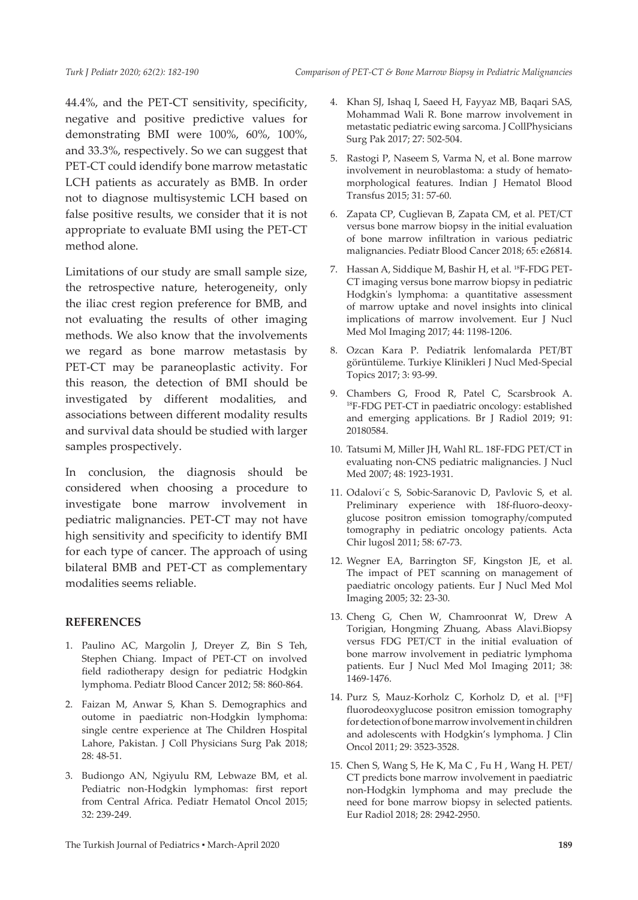44.4%, and the PET-CT sensitivity, specificity, negative and positive predictive values for demonstrating BMI were 100%, 60%, 100%, and 33.3%, respectively. So we can suggest that PET-CT could idendify bone marrow metastatic LCH patients as accurately as BMB. In order not to diagnose multisystemic LCH based on false positive results, we consider that it is not appropriate to evaluate BMI using the PET-CT method alone.

Limitations of our study are small sample size, the retrospective nature, heterogeneity, only the iliac crest region preference for BMB, and not evaluating the results of other imaging methods. We also know that the involvements we regard as bone marrow metastasis by PET-CT may be paraneoplastic activity. For this reason, the detection of BMI should be investigated by different modalities, and associations between different modality results and survival data should be studied with larger samples prospectively.

In conclusion, the diagnosis should be considered when choosing a procedure to investigate bone marrow involvement in pediatric malignancies. PET-CT may not have high sensitivity and specificity to identify BMI for each type of cancer. The approach of using bilateral BMB and PET-CT as complementary modalities seems reliable.

## REFERENCES

1. Paulino AC, Margolin J, Dreyer Z, Bin S Teh, Stephen Chiang. Impact of PET-CT on involved field radiotherapy design for pediatric Hodgkin lymphoma. Pediatr Blood Cancer 2012; 58: 860-864.
2. Faizan M, Anwar S, Khan S. Demographics and outome in paediatric non-Hodgkin lymphoma: single centre experience at The Children Hospital Lahore, Pakistan. J Coll Physicians Surg Pak 2018; 28: 48-51.
3. Budiongo AN, Ngiyulu RM, Lebwaze BM, et al. Pediatric non-Hodgkin lymphomas: first report from Central Africa. Pediatr Hematol Oncol 2015; 32: 239-249.
4. Khan SJ, Ishaq I, Saeed H, Fayyaz MB, Baqari SAS, Mohammad Wali R. Bone marrow involvement in metastatic pediatric ewing sarcoma. J CollPhysicians Surg Pak 2017; 27: 502-504.
5. Rastogi P, Naseem S, Varma N, et al. Bone marrow involvement in neuroblastoma: a study of hemato-morphological features. Indian J Hematol Blood Transfus 2015; 31: 57-60.
6. Zapata CP, Cuglievan B, Zapata CM, et al. PET/CT versus bone marrow biopsy in the initial evaluation of bone marrow infiltration in various pediatric malignancies. Pediatr Blood Cancer 2018; 65: e26814.
7. Hassan A, Siddique M, Bashir H, et al. $^{18}$F-FDG PET-CT imaging versus bone marrow biopsy in pediatric Hodgkin's lymphoma: a quantitative assessment of marrow uptake and novel insights into clinical implications of marrow involvement. Eur J Nucl Med Mol Imaging 2017; 44: 1198-1206.
8. Ozcan Kara P. Pediatrik lenfomalarda PET/BT görüntüleme. Turkiye Klinikleri J Nucl Med-Special Topics 2017; 3: 93-99.
9. Chambers G, Frood R, Patel C, Scarsbrook A. $^{18}$F-FDG PET-CT in paediatric oncology: established and emerging applications. Br J Radiol 2019; 91: 20180584.
10. Tatsumi M, Miller JH, Wahl RL. 18F-FDG PET/CT in evaluating non-CNS pediatric malignancies. J Nucl Med 2007; 48: 1923-1931.
11. Odalovi´c S, Sobic-Saranovic D, Pavlovic S, et al. Preliminary experience with 18f-fluoro-deoxy-glucose positron emission tomography/computed tomography in pediatric oncology patients. Acta Chir lugosl 2011; 58: 67-73.
12. Wegner EA, Barrington SF, Kingston JE, et al. The impact of PET scanning on management of paediatric oncology patients. Eur J Nucl Med Mol Imaging 2005; 32: 23-30.
13. Cheng G, Chen W, Chamroonrat W, Drew A Torigian, Hongming Zhuang, Abass Alavi.Biopsy versus FDG PET/CT in the initial evaluation of bone marrow involvement in pediatric lymphoma patients. Eur J Nucl Med Mol Imaging 2011; 38: 1469-1476.
14. Purz S, Mauz-Korholz C, Korholz D, et al. [$^{18}$F] fluorodeoxyglucose positron emission tomography for detection of bone marrow involvement in children and adolescents with Hodgkin's lymphoma. J Clin Oncol 2011; 29: 3523-3528.
15. Chen S, Wang S, He K, Ma C , Fu H , Wang H. PET/CT predicts bone marrow involvement in paediatric non-Hodgkin lymphoma and may preclude the need for bone marrow biopsy in selected patients. Eur Radiol 2018; 28: 2942-2950.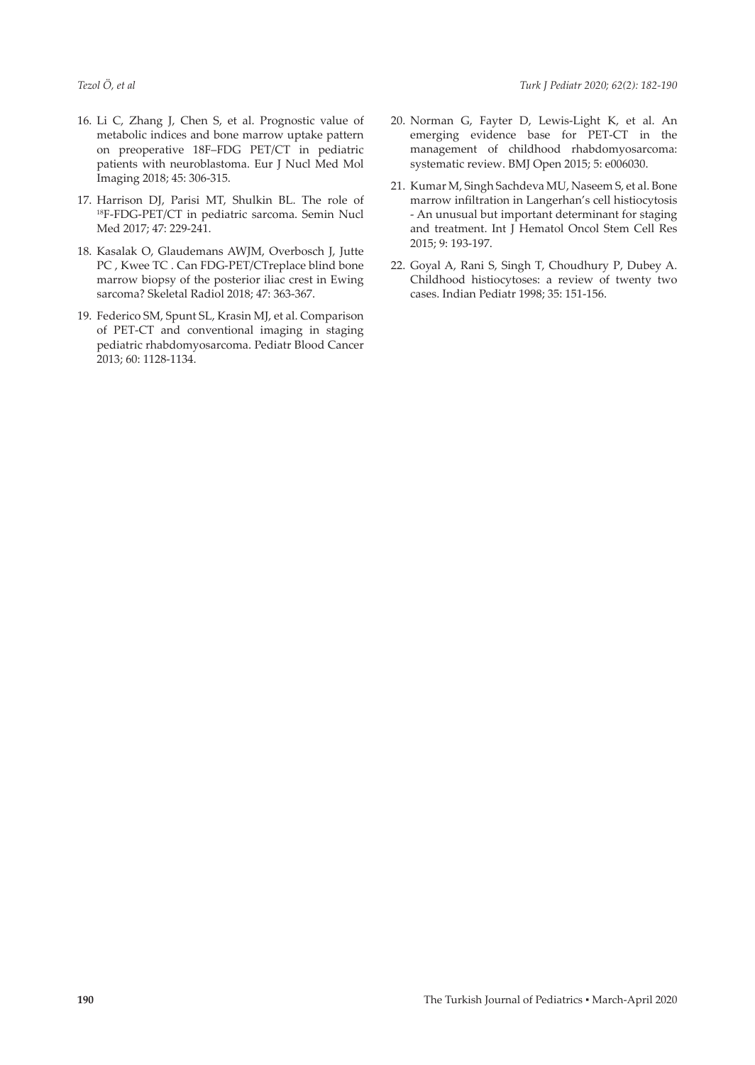16. Li C, Zhang J, Chen S, et al. Prognostic value of metabolic indices and bone marrow uptake pattern on preoperative 18F–FDG PET/CT in pediatric patients with neuroblastoma. Eur J Nucl Med Mol Imaging 2018; 45: 306-315.

17. Harrison DJ, Parisi MT, Shulkin BL. The role of $^{18}$F-FDG-PET/CT in pediatric sarcoma. Semin Nucl Med 2017; 47: 229-241.

18. Kasalak O, Glaudemans AWJM, Overbosch J, Jutte PC , Kwee TC . Can FDG-PET/CTreplace blind bone marrow biopsy of the posterior iliac crest in Ewing sarcoma? Skeletal Radiol 2018; 47: 363-367.

19. Federico SM, Spunt SL, Krasin MJ, et al. Comparison of PET-CT and conventional imaging in staging pediatric rhabdomyosarcoma. Pediatr Blood Cancer 2013; 60: 1128-1134.

20. Norman G, Fayter D, Lewis-Light K, et al. An emerging evidence base for PET-CT in the management of childhood rhabdomyosarcoma: systematic review. BMJ Open 2015; 5: e006030.

21. Kumar M, Singh Sachdeva MU, Naseem S, et al. Bone marrow infiltration in Langerhan's cell histiocytosis - An unusual but important determinant for staging and treatment. Int J Hematol Oncol Stem Cell Res 2015; 9: 193-197.

22. Goyal A, Rani S, Singh T, Choudhury P, Dubey A. Childhood histiocytoses: a review of twenty two cases. Indian Pediatr 1998; 35: 151-156.